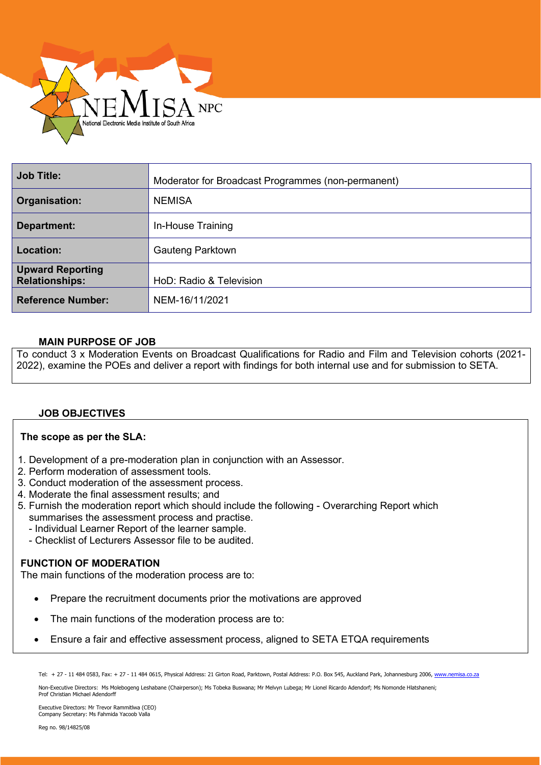| Job Title: | Moderator for Broadcast Programmes (non-permanent) |
| --- | --- |
| Organisation: | NEMISA |
| Department: | In-House Training |
| Location: | Gauteng Parktown |
| Upward Reporting Relationships: | HoD: Radio & Television |
| Reference Number: | NEM-16/11/2021 |

### MAIN PURPOSE OF JOB

To conduct 3 x Moderation Events on Broadcast Qualifications for Radio and Film and Television cohorts (2021-2022), examine the POEs and deliver a report with findings for both internal use and for submission to SETA.

### JOB OBJECTIVES

**The scope as per the SLA:**

1. Development of a pre-moderation plan in conjunction with an Assessor.
2. Perform moderation of assessment tools.
3. Conduct moderation of the assessment process.
4. Moderate the final assessment results; and
5. Furnish the moderation report which should include the following - Overarching Report which summarises the assessment process and practise.
   - Individual Learner Report of the learner sample.
   - Checklist of Lecturers Assessor file to be audited.

**FUNCTION OF MODERATION**

The main functions of the moderation process are to:

- Prepare the recruitment documents prior the motivations are approved
- The main functions of the moderation process are to:
- Ensure a fair and effective assessment process, aligned to SETA ETQA requirements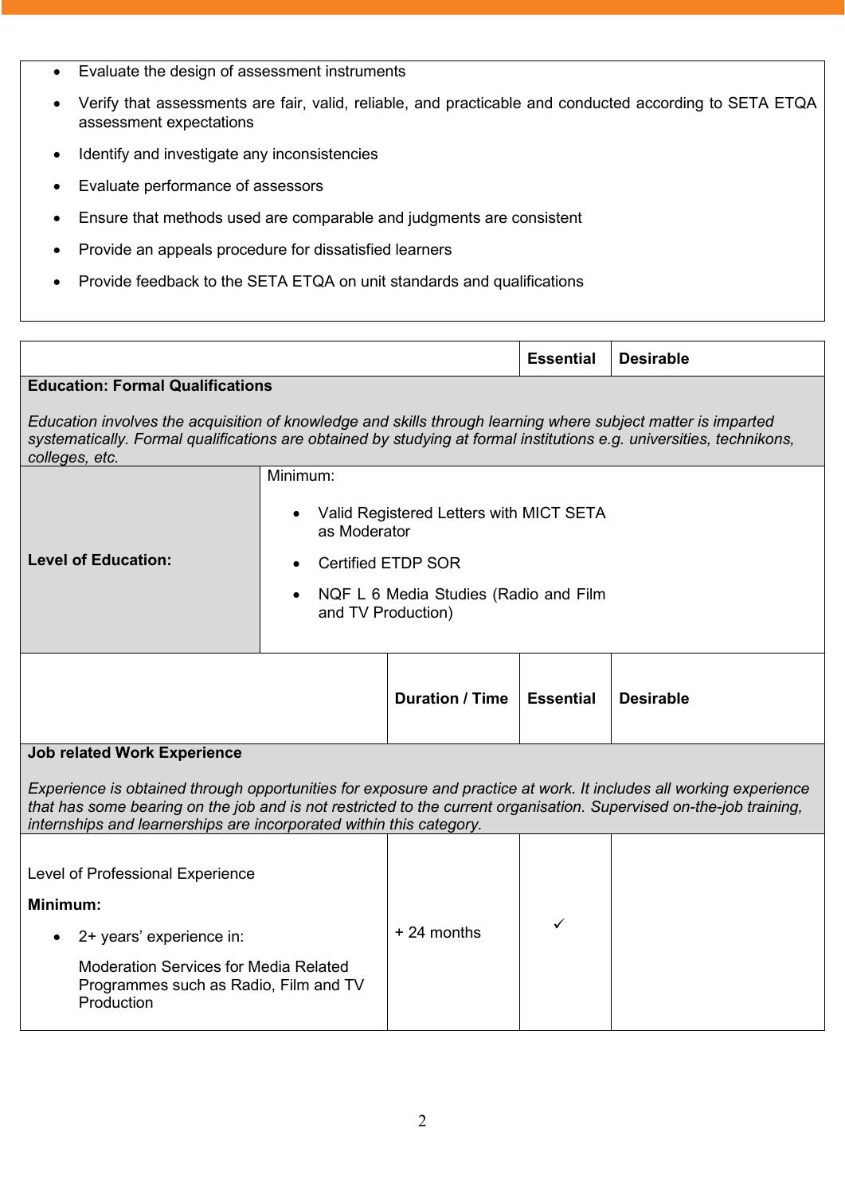- Evaluate the design of assessment instruments
- Verify that assessments are fair, valid, reliable, and practicable and conducted according to SETA ETQA assessment expectations
- Identify and investigate any inconsistencies
- Evaluate performance of assessors
- Ensure that methods used are comparable and judgments are consistent
- Provide an appeals procedure for dissatisfied learners
- Provide feedback to the SETA ETQA on unit standards and qualifications

| | Essential | Desirable |
|---|---|---|
| **Education: Formal Qualifications**<br><br>*Education involves the acquisition of knowledge and skills through learning where subject matter is imparted systematically. Formal qualifications are obtained by studying at formal institutions e.g. universities, technikons, colleges, etc.* | | |
| **Level of Education:** | Minimum:<br>• Valid Registered Letters with MICT SETA as Moderator<br>• Certified ETDP SOR<br>• NQF L 6 Media Studies (Radio and Film and TV Production) | |

| | Duration / Time | Essential | Desirable |
|---|---|---|---|
| **Job related Work Experience**<br><br>*Experience is obtained through opportunities for exposure and practice at work. It includes all working experience that has some bearing on the job and is not restricted to the current organisation. Supervised on-the-job training, internships and learnerships are incorporated within this category.* | | | |
| Level of Professional Experience<br>**Minimum:**<br>• 2+ years' experience in:<br>Moderation Services for Media Related Programmes such as Radio, Film and TV Production | + 24 months | ✓ | |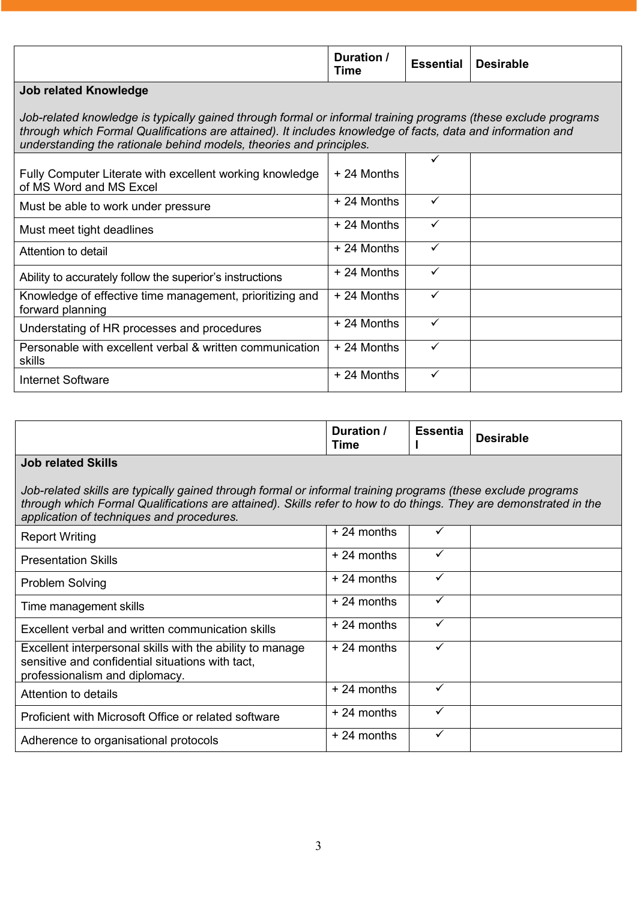| | Duration / Time | Essential | Desirable |
|---|---|---|---|
| **Job related Knowledge**<br><br>*Job-related knowledge is typically gained through formal or informal training programs (these exclude programs through which Formal Qualifications are attained). It includes knowledge of facts, data and information and understanding the rationale behind models, theories and principles.* | | | |
| Fully Computer Literate with excellent working knowledge of MS Word and MS Excel | + 24 Months | ✓ | |
| Must be able to work under pressure | + 24 Months | ✓ | |
| Must meet tight deadlines | + 24 Months | ✓ | |
| Attention to detail | + 24 Months | ✓ | |
| Ability to accurately follow the superior's instructions | + 24 Months | ✓ | |
| Knowledge of effective time management, prioritizing and forward planning | + 24 Months | ✓ | |
| Understating of HR processes and procedures | + 24 Months | ✓ | |
| Personable with excellent verbal & written communication skills | + 24 Months | ✓ | |
| Internet Software | + 24 Months | ✓ | |

| | Duration / Time | Essential | Desirable |
|---|---|---|---|
| **Job related Skills**<br><br>*Job-related skills are typically gained through formal or informal training programs (these exclude programs through which Formal Qualifications are attained). Skills refer to how to do things. They are demonstrated in the application of techniques and procedures.* | | | |
| Report Writing | + 24 months | ✓ | |
| Presentation Skills | + 24 months | ✓ | |
| Problem Solving | + 24 months | ✓ | |
| Time management skills | + 24 months | ✓ | |
| Excellent verbal and written communication skills | + 24 months | ✓ | |
| Excellent interpersonal skills with the ability to manage sensitive and confidential situations with tact, professionalism and diplomacy. | + 24 months | ✓ | |
| Attention to details | + 24 months | ✓ | |
| Proficient with Microsoft Office or related software | + 24 months | ✓ | |
| Adherence to organisational protocols | + 24 months | ✓ | |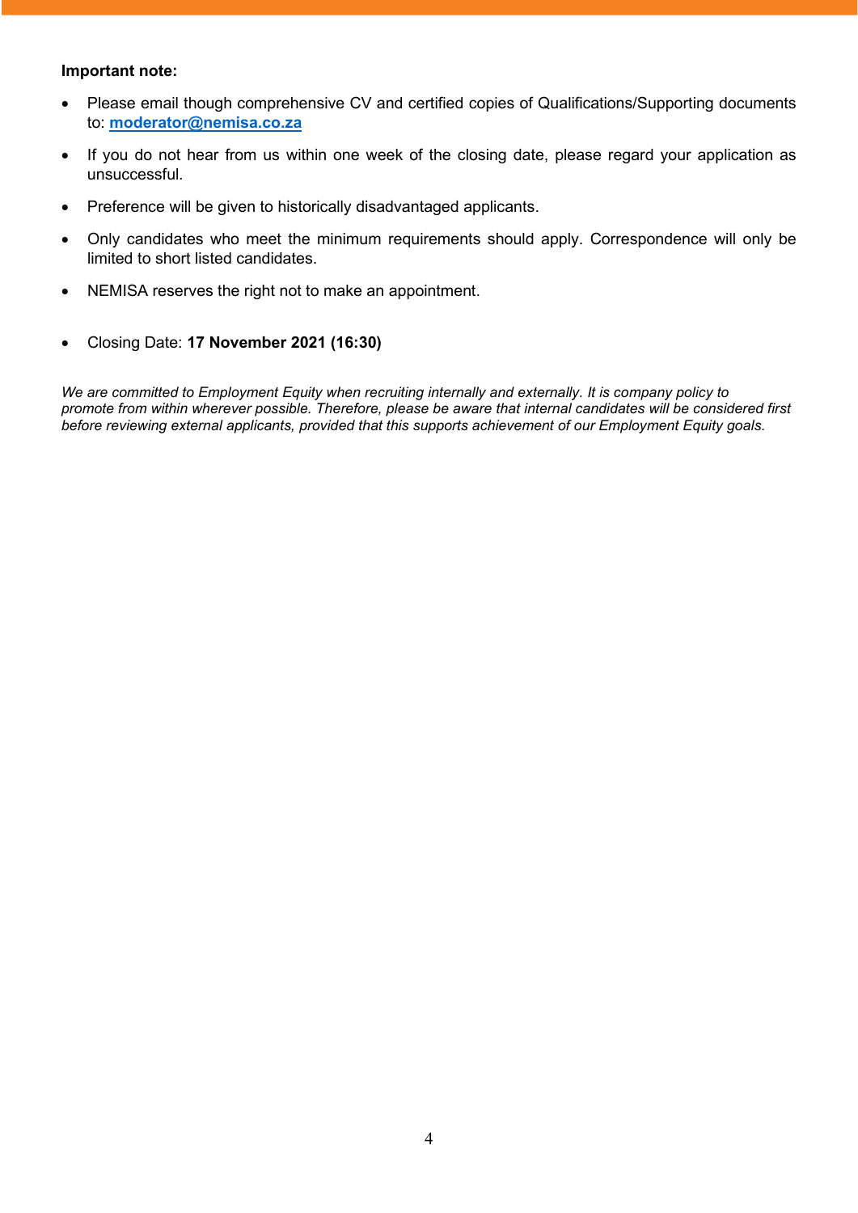**Important note:**

- Please email though comprehensive CV and certified copies of Qualifications/Supporting documents to: **moderator@nemisa.co.za**
- If you do not hear from us within one week of the closing date, please regard your application as unsuccessful.
- Preference will be given to historically disadvantaged applicants.
- Only candidates who meet the minimum requirements should apply. Correspondence will only be limited to short listed candidates.
- NEMISA reserves the right not to make an appointment.
- Closing Date: **17 November 2021 (16:30)**

*We are committed to Employment Equity when recruiting internally and externally. It is company policy to promote from within wherever possible. Therefore, please be aware that internal candidates will be considered first before reviewing external applicants, provided that this supports achievement of our Employment Equity goals.*